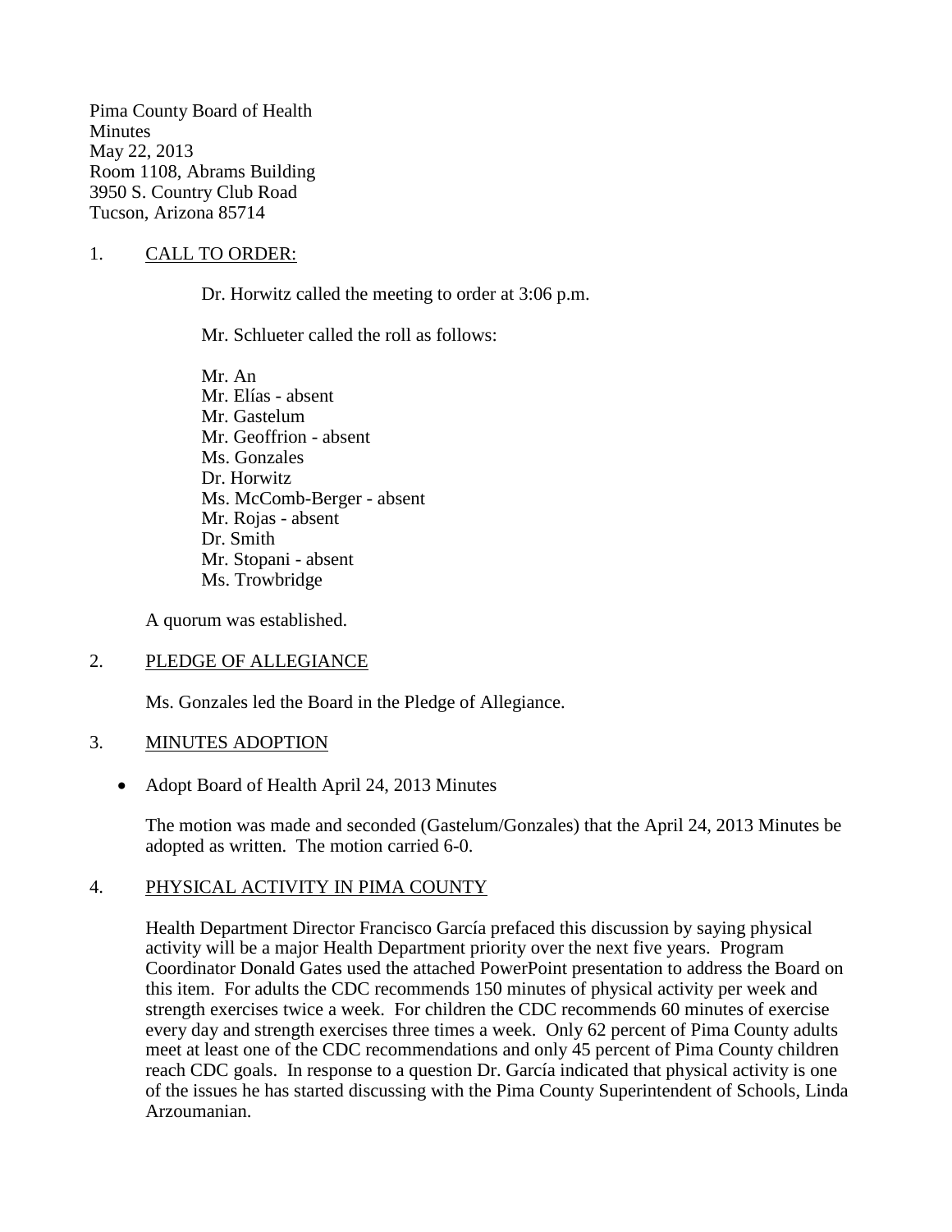Pima County Board of Health
Minutes
May 22, 2013
Room 1108, Abrams Building
3950 S. Country Club Road
Tucson, Arizona 85714

1. CALL TO ORDER:

Dr. Horwitz called the meeting to order at 3:06 p.m.

Mr. Schlueter called the roll as follows:

Mr. An
Mr. Elías - absent
Mr. Gastelum
Mr. Geoffrion - absent
Ms. Gonzales
Dr. Horwitz
Ms. McComb-Berger - absent
Mr. Rojas - absent
Dr. Smith
Mr. Stopani - absent
Ms. Trowbridge

A quorum was established.

2. PLEDGE OF ALLEGIANCE

Ms. Gonzales led the Board in the Pledge of Allegiance.

3. MINUTES ADOPTION

- Adopt Board of Health April 24, 2013 Minutes

The motion was made and seconded (Gastelum/Gonzales) that the April 24, 2013 Minutes be adopted as written. The motion carried 6-0.

4. PHYSICAL ACTIVITY IN PIMA COUNTY

Health Department Director Francisco García prefaced this discussion by saying physical activity will be a major Health Department priority over the next five years. Program Coordinator Donald Gates used the attached PowerPoint presentation to address the Board on this item. For adults the CDC recommends 150 minutes of physical activity per week and strength exercises twice a week. For children the CDC recommends 60 minutes of exercise every day and strength exercises three times a week. Only 62 percent of Pima County adults meet at least one of the CDC recommendations and only 45 percent of Pima County children reach CDC goals. In response to a question Dr. García indicated that physical activity is one of the issues he has started discussing with the Pima County Superintendent of Schools, Linda Arzoumanian.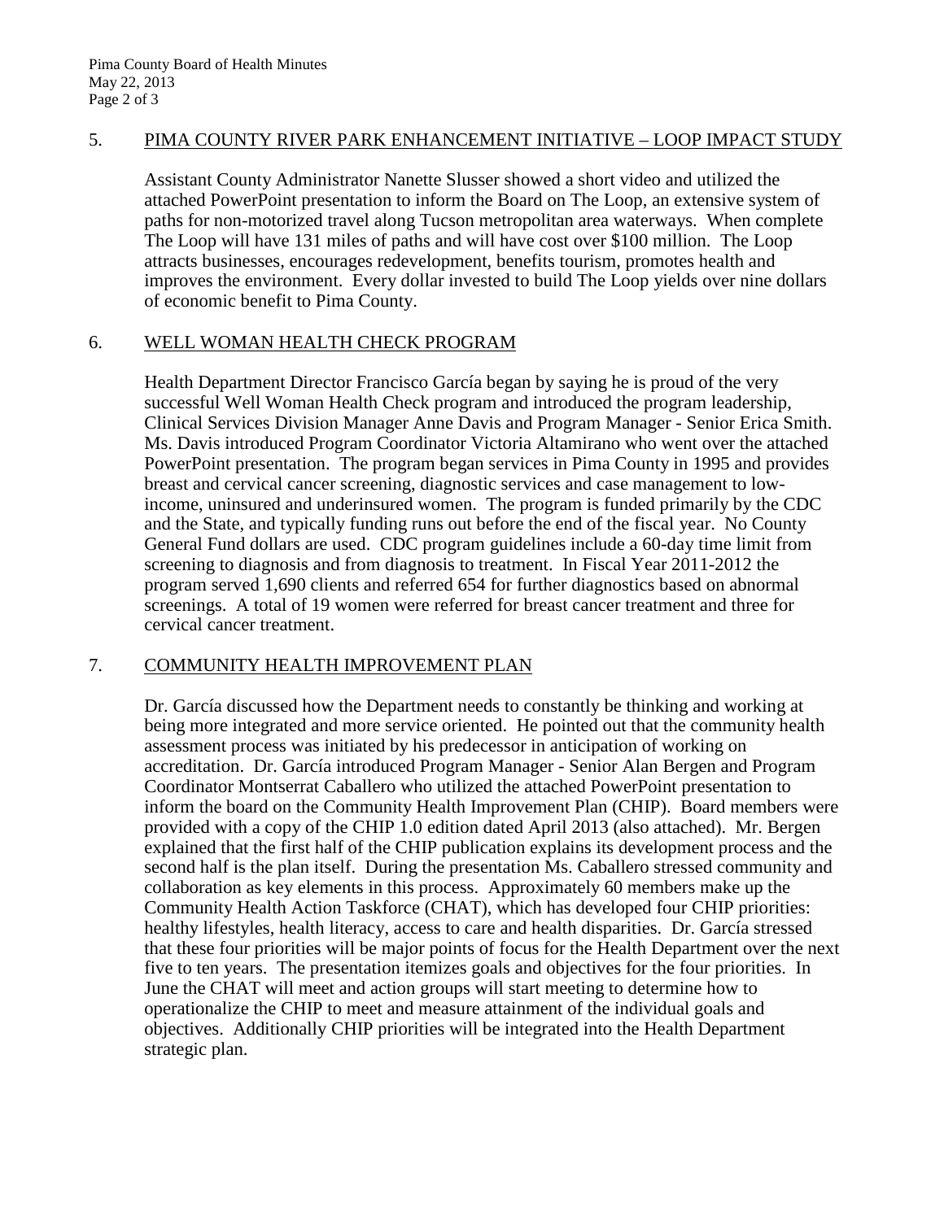## 5. PIMA COUNTY RIVER PARK ENHANCEMENT INITIATIVE – LOOP IMPACT STUDY

Assistant County Administrator Nanette Slusser showed a short video and utilized the attached PowerPoint presentation to inform the Board on The Loop, an extensive system of paths for non-motorized travel along Tucson metropolitan area waterways. When complete The Loop will have 131 miles of paths and will have cost over $100 million. The Loop attracts businesses, encourages redevelopment, benefits tourism, promotes health and improves the environment. Every dollar invested to build The Loop yields over nine dollars of economic benefit to Pima County.

## 6. WELL WOMAN HEALTH CHECK PROGRAM

Health Department Director Francisco García began by saying he is proud of the very successful Well Woman Health Check program and introduced the program leadership, Clinical Services Division Manager Anne Davis and Program Manager - Senior Erica Smith. Ms. Davis introduced Program Coordinator Victoria Altamirano who went over the attached PowerPoint presentation. The program began services in Pima County in 1995 and provides breast and cervical cancer screening, diagnostic services and case management to low-income, uninsured and underinsured women. The program is funded primarily by the CDC and the State, and typically funding runs out before the end of the fiscal year. No County General Fund dollars are used. CDC program guidelines include a 60-day time limit from screening to diagnosis and from diagnosis to treatment. In Fiscal Year 2011-2012 the program served 1,690 clients and referred 654 for further diagnostics based on abnormal screenings. A total of 19 women were referred for breast cancer treatment and three for cervical cancer treatment.

## 7. COMMUNITY HEALTH IMPROVEMENT PLAN

Dr. García discussed how the Department needs to constantly be thinking and working at being more integrated and more service oriented. He pointed out that the community health assessment process was initiated by his predecessor in anticipation of working on accreditation. Dr. García introduced Program Manager - Senior Alan Bergen and Program Coordinator Montserrat Caballero who utilized the attached PowerPoint presentation to inform the board on the Community Health Improvement Plan (CHIP). Board members were provided with a copy of the CHIP 1.0 edition dated April 2013 (also attached). Mr. Bergen explained that the first half of the CHIP publication explains its development process and the second half is the plan itself. During the presentation Ms. Caballero stressed community and collaboration as key elements in this process. Approximately 60 members make up the Community Health Action Taskforce (CHAT), which has developed four CHIP priorities: healthy lifestyles, health literacy, access to care and health disparities. Dr. García stressed that these four priorities will be major points of focus for the Health Department over the next five to ten years. The presentation itemizes goals and objectives for the four priorities. In June the CHAT will meet and action groups will start meeting to determine how to operationalize the CHIP to meet and measure attainment of the individual goals and objectives. Additionally CHIP priorities will be integrated into the Health Department strategic plan.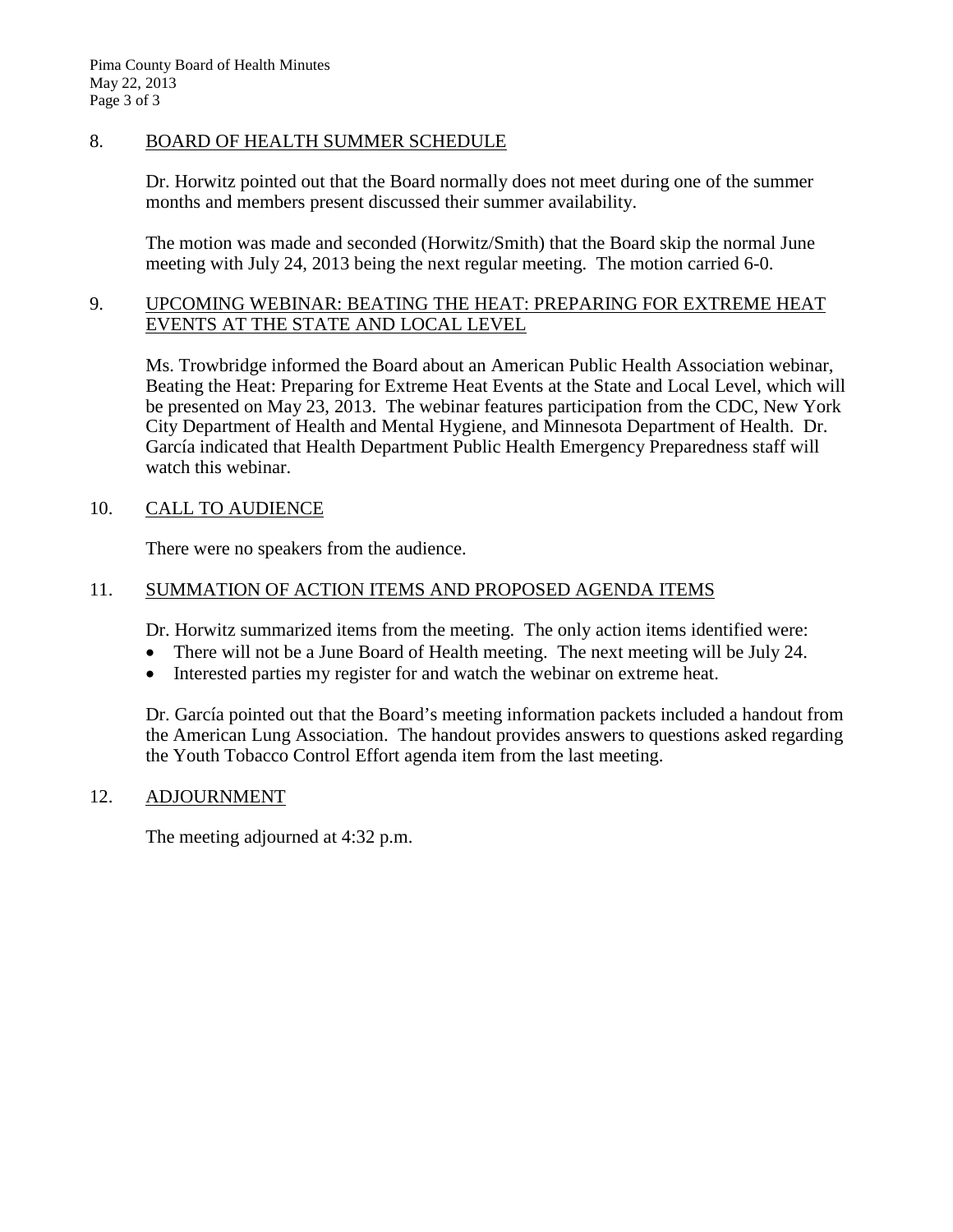## 8. BOARD OF HEALTH SUMMER SCHEDULE

Dr. Horwitz pointed out that the Board normally does not meet during one of the summer months and members present discussed their summer availability.

The motion was made and seconded (Horwitz/Smith) that the Board skip the normal June meeting with July 24, 2013 being the next regular meeting. The motion carried 6-0.

## 9. UPCOMING WEBINAR: BEATING THE HEAT: PREPARING FOR EXTREME HEAT EVENTS AT THE STATE AND LOCAL LEVEL

Ms. Trowbridge informed the Board about an American Public Health Association webinar, Beating the Heat: Preparing for Extreme Heat Events at the State and Local Level, which will be presented on May 23, 2013. The webinar features participation from the CDC, New York City Department of Health and Mental Hygiene, and Minnesota Department of Health. Dr. García indicated that Health Department Public Health Emergency Preparedness staff will watch this webinar.

## 10. CALL TO AUDIENCE

There were no speakers from the audience.

## 11. SUMMATION OF ACTION ITEMS AND PROPOSED AGENDA ITEMS

Dr. Horwitz summarized items from the meeting. The only action items identified were:

- There will not be a June Board of Health meeting. The next meeting will be July 24.
- Interested parties my register for and watch the webinar on extreme heat.

Dr. García pointed out that the Board's meeting information packets included a handout from the American Lung Association. The handout provides answers to questions asked regarding the Youth Tobacco Control Effort agenda item from the last meeting.

## 12. ADJOURNMENT

The meeting adjourned at 4:32 p.m.